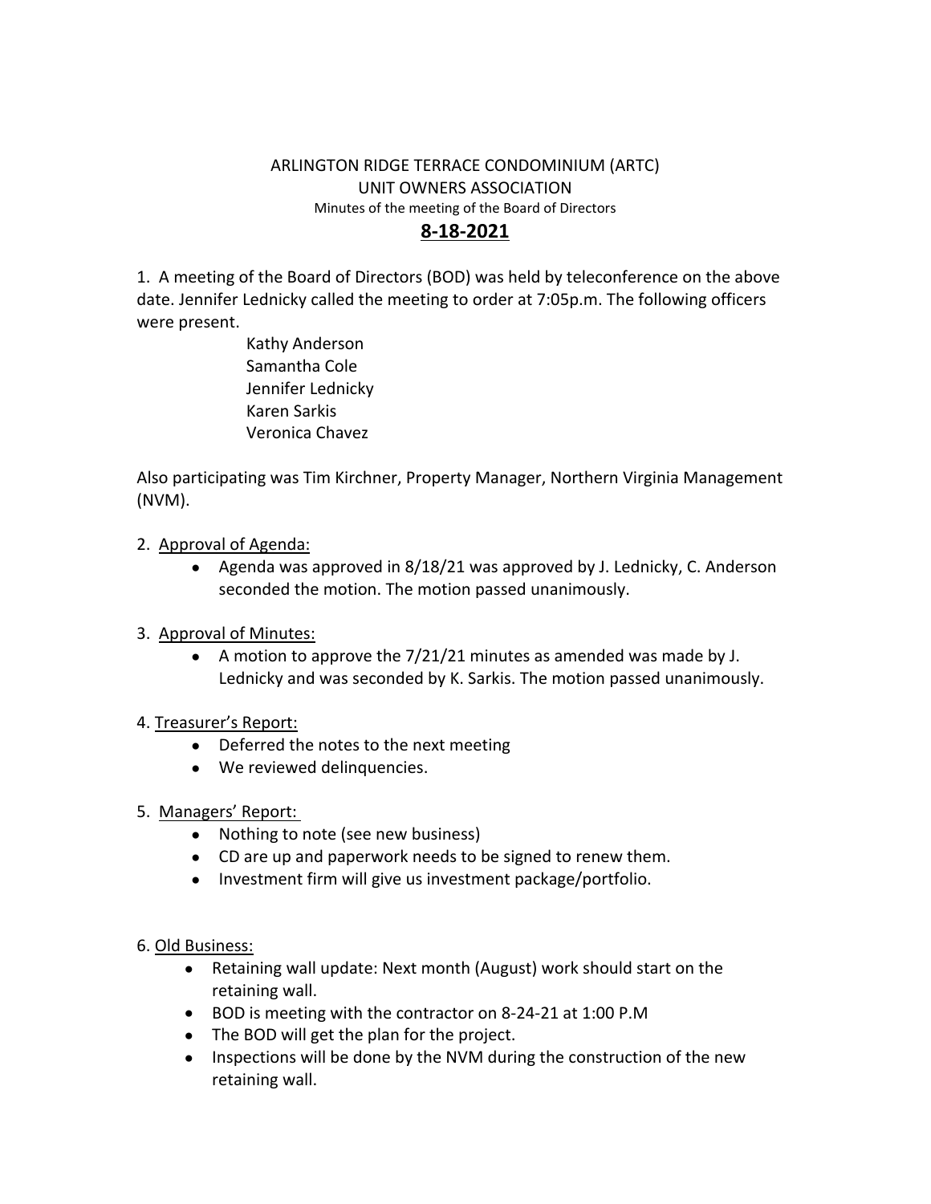# ARLINGTON RIDGE TERRACE CONDOMINIUM (ARTC)
## UNIT OWNERS ASSOCIATION

Minutes of the meeting of the Board of Directors

## 8-18-2021

1. A meeting of the Board of Directors (BOD) was held by teleconference on the above date. Jennifer Lednicky called the meeting to order at 7:05p.m. The following officers were present.

   Kathy Anderson
   Samantha Cole
   Jennifer Lednicky
   Karen Sarkis
   Veronica Chavez

Also participating was Tim Kirchner, Property Manager, Northern Virginia Management (NVM).

2. Approval of Agenda:
   - Agenda was approved in 8/18/21 was approved by J. Lednicky, C. Anderson seconded the motion. The motion passed unanimously.

3. Approval of Minutes:
   - A motion to approve the 7/21/21 minutes as amended was made by J. Lednicky and was seconded by K. Sarkis. The motion passed unanimously.

4. Treasurer's Report:
   - Deferred the notes to the next meeting
   - We reviewed delinquencies.

5. Managers' Report:
   - Nothing to note (see new business)
   - CD are up and paperwork needs to be signed to renew them.
   - Investment firm will give us investment package/portfolio.

6. Old Business:
   - Retaining wall update: Next month (August) work should start on the retaining wall.
   - BOD is meeting with the contractor on 8-24-21 at 1:00 P.M
   - The BOD will get the plan for the project.
   - Inspections will be done by the NVM during the construction of the new retaining wall.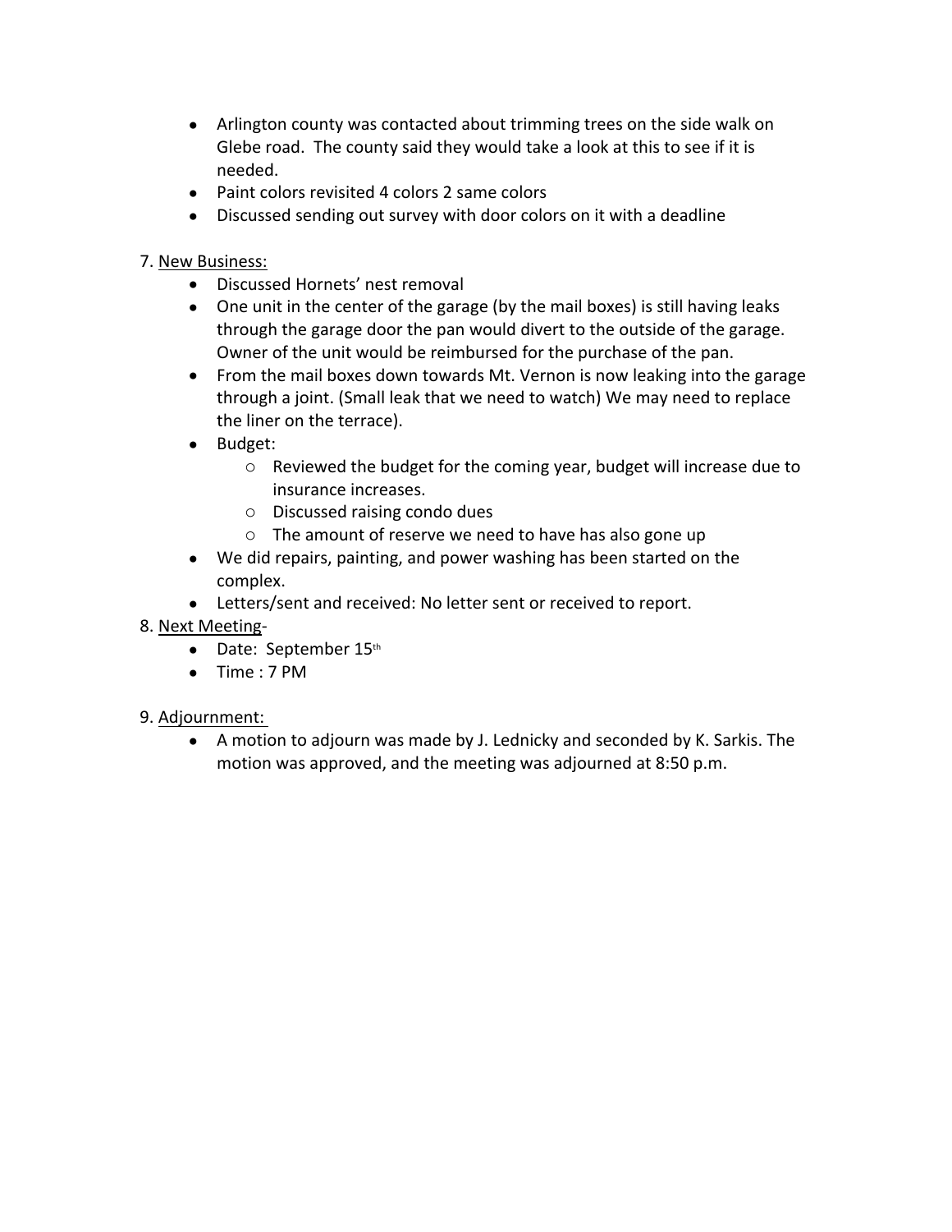- Arlington county was contacted about trimming trees on the side walk on Glebe road. The county said they would take a look at this to see if it is needed.
- Paint colors revisited 4 colors 2 same colors
- Discussed sending out survey with door colors on it with a deadline

7. New Business:
    - Discussed Hornets' nest removal
    - One unit in the center of the garage (by the mail boxes) is still having leaks through the garage door the pan would divert to the outside of the garage. Owner of the unit would be reimbursed for the purchase of the pan.
    - From the mail boxes down towards Mt. Vernon is now leaking into the garage through a joint. (Small leak that we need to watch) We may need to replace the liner on the terrace).
    - Budget:
        - Reviewed the budget for the coming year, budget will increase due to insurance increases.
        - Discussed raising condo dues
        - The amount of reserve we need to have has also gone up
    - We did repairs, painting, and power washing has been started on the complex.
    - Letters/sent and received: No letter sent or received to report.
8. Next Meeting-
    - Date: September 15th
    - Time : 7 PM

9. Adjournment:
    - A motion to adjourn was made by J. Lednicky and seconded by K. Sarkis. The motion was approved, and the meeting was adjourned at 8:50 p.m.